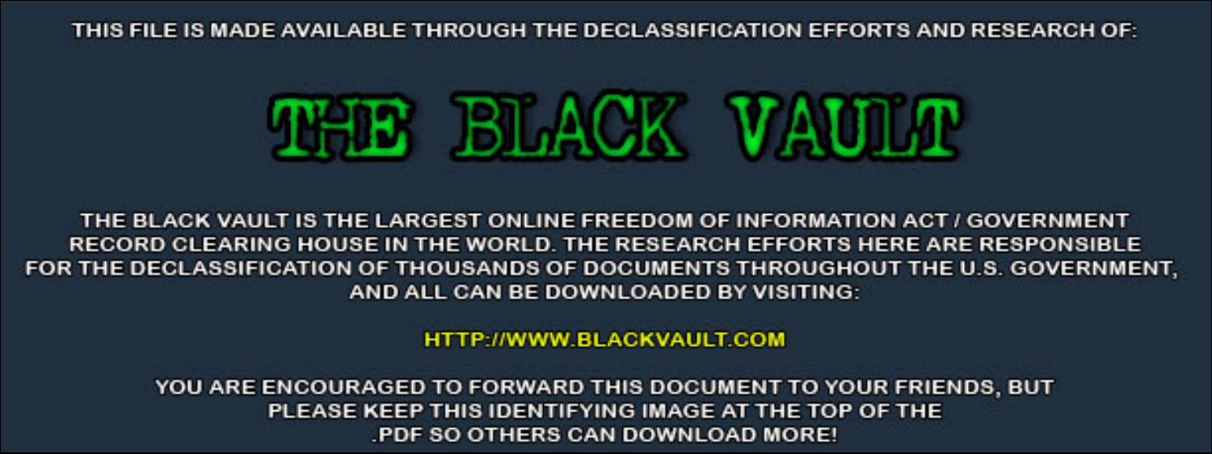THIS FILE IS MADE AVAILABLE THROUGH THE DECLASSIFICATION EFFORTS AND RESEARCH OF:

# THE BLACK VAULT

THE BLACK VAULT IS THE LARGEST ONLINE FREEDOM OF INFORMATION ACT / GOVERNMENT RECORD CLEARING HOUSE IN THE WORLD. THE RESEARCH EFFORTS HERE ARE RESPONSIBLE FOR THE DECLASSIFICATION OF THOUSANDS OF DOCUMENTS THROUGHOUT THE U.S. GOVERNMENT, AND ALL CAN BE DOWNLOADED BY VISITING:

HTTP://WWW.BLACKVAULT.COM

YOU ARE ENCOURAGED TO FORWARD THIS DOCUMENT TO YOUR FRIENDS, BUT PLEASE KEEP THIS IDENTIFYING IMAGE AT THE TOP OF THE .PDF SO OTHERS CAN DOWNLOAD MORE!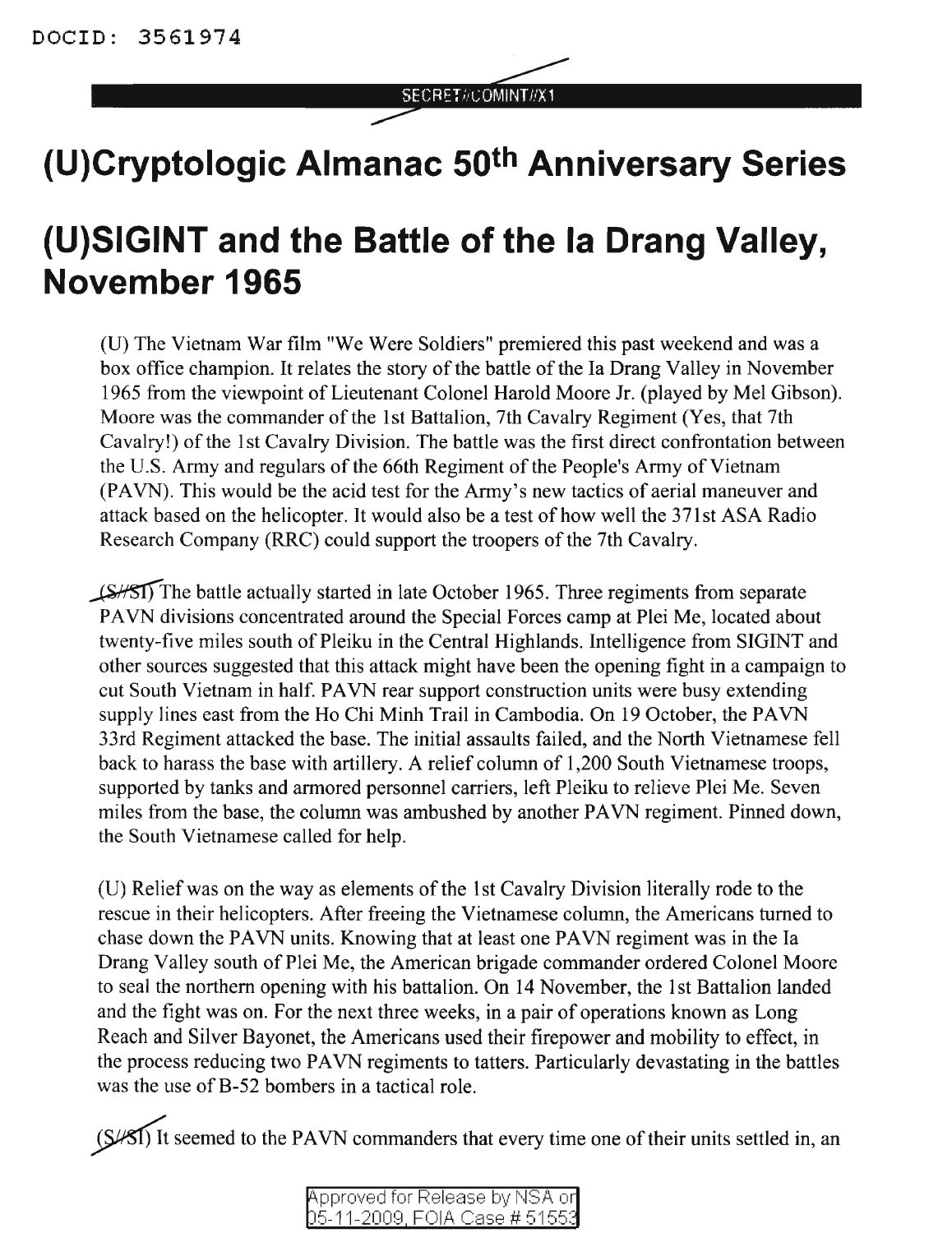DOCID: 3561974

SECRET//COMINT//X1

# (U)Cryptologic Almanac 50th Anniversary Series

# (U)SIGINT and the Battle of the Ia Drang Valley, November 1965

(U) The Vietnam War film "We Were Soldiers" premiered this past weekend and was a box office champion. It relates the story of the battle of the Ia Drang Valley in November 1965 from the viewpoint of Lieutenant Colonel Harold Moore Jr. (played by Mel Gibson). Moore was the commander of the 1st Battalion, 7th Cavalry Regiment (Yes, that 7th Cavalry!) of the 1st Cavalry Division. The battle was the first direct confrontation between the U.S. Army and regulars of the 66th Regiment of the People's Army of Vietnam (PAVN). This would be the acid test for the Army's new tactics of aerial maneuver and attack based on the helicopter. It would also be a test of how well the 371st ASA Radio Research Company (RRC) could support the troopers of the 7th Cavalry.

(S//SI) The battle actually started in late October 1965. Three regiments from separate PAVN divisions concentrated around the Special Forces camp at Plei Me, located about twenty-five miles south of Pleiku in the Central Highlands. Intelligence from SIGINT and other sources suggested that this attack might have been the opening fight in a campaign to cut South Vietnam in half. PAVN rear support construction units were busy extending supply lines east from the Ho Chi Minh Trail in Cambodia. On 19 October, the PAVN 33rd Regiment attacked the base. The initial assaults failed, and the North Vietnamese fell back to harass the base with artillery. A relief column of 1,200 South Vietnamese troops, supported by tanks and armored personnel carriers, left Pleiku to relieve Plei Me. Seven miles from the base, the column was ambushed by another PAVN regiment. Pinned down, the South Vietnamese called for help.

(U) Relief was on the way as elements of the 1st Cavalry Division literally rode to the rescue in their helicopters. After freeing the Vietnamese column, the Americans turned to chase down the PAVN units. Knowing that at least one PAVN regiment was in the Ia Drang Valley south of Plei Me, the American brigade commander ordered Colonel Moore to seal the northern opening with his battalion. On 14 November, the 1st Battalion landed and the fight was on. For the next three weeks, in a pair of operations known as Long Reach and Silver Bayonet, the Americans used their firepower and mobility to effect, in the process reducing two PAVN regiments to tatters. Particularly devastating in the battles was the use of B-52 bombers in a tactical role.

(S//SI) It seemed to the PAVN commanders that every time one of their units settled in, an

Approved for Release by NSA on 05-11-2009, FOIA Case # 51553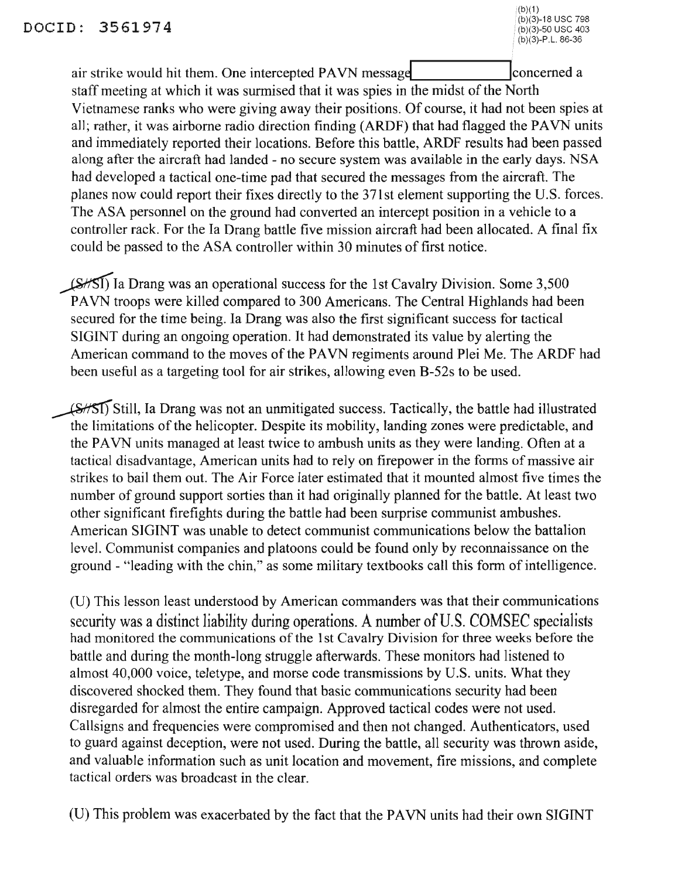air strike would hit them. One intercepted PAVN message [redacted] concerned a staff meeting at which it was surmised that it was spies in the midst of the North Vietnamese ranks who were giving away their positions. Of course, it had not been spies at all; rather, it was airborne radio direction finding (ARDF) that had flagged the PAVN units and immediately reported their locations. Before this battle, ARDF results had been passed along after the aircraft had landed - no secure system was available in the early days. NSA had developed a tactical one-time pad that secured the messages from the aircraft. The planes now could report their fixes directly to the 371st element supporting the U.S. forces. The ASA personnel on the ground had converted an intercept position in a vehicle to a controller rack. For the Ia Drang battle five mission aircraft had been allocated. A final fix could be passed to the ASA controller within 30 minutes of first notice.

~~(S//SI)~~ Ia Drang was an operational success for the 1st Cavalry Division. Some 3,500 PAVN troops were killed compared to 300 Americans. The Central Highlands had been secured for the time being. Ia Drang was also the first significant success for tactical SIGINT during an ongoing operation. It had demonstrated its value by alerting the American command to the moves of the PAVN regiments around Plei Me. The ARDF had been useful as a targeting tool for air strikes, allowing even B-52s to be used.

~~(S//SI)~~ Still, Ia Drang was not an unmitigated success. Tactically, the battle had illustrated the limitations of the helicopter. Despite its mobility, landing zones were predictable, and the PAVN units managed at least twice to ambush units as they were landing. Often at a tactical disadvantage, American units had to rely on firepower in the forms of massive air strikes to bail them out. The Air Force later estimated that it mounted almost five times the number of ground support sorties than it had originally planned for the battle. At least two other significant firefights during the battle had been surprise communist ambushes. American SIGINT was unable to detect communist communications below the battalion level. Communist companies and platoons could be found only by reconnaissance on the ground - "leading with the chin," as some military textbooks call this form of intelligence.

(U) This lesson least understood by American commanders was that their communications security was a distinct liability during operations. A number of U.S. COMSEC specialists had monitored the communications of the 1st Cavalry Division for three weeks before the battle and during the month-long struggle afterwards. These monitors had listened to almost 40,000 voice, teletype, and morse code transmissions by U.S. units. What they discovered shocked them. They found that basic communications security had been disregarded for almost the entire campaign. Approved tactical codes were not used. Callsigns and frequencies were compromised and then not changed. Authenticators, used to guard against deception, were not used. During the battle, all security was thrown aside, and valuable information such as unit location and movement, fire missions, and complete tactical orders was broadcast in the clear.

(U) This problem was exacerbated by the fact that the PAVN units had their own SIGINT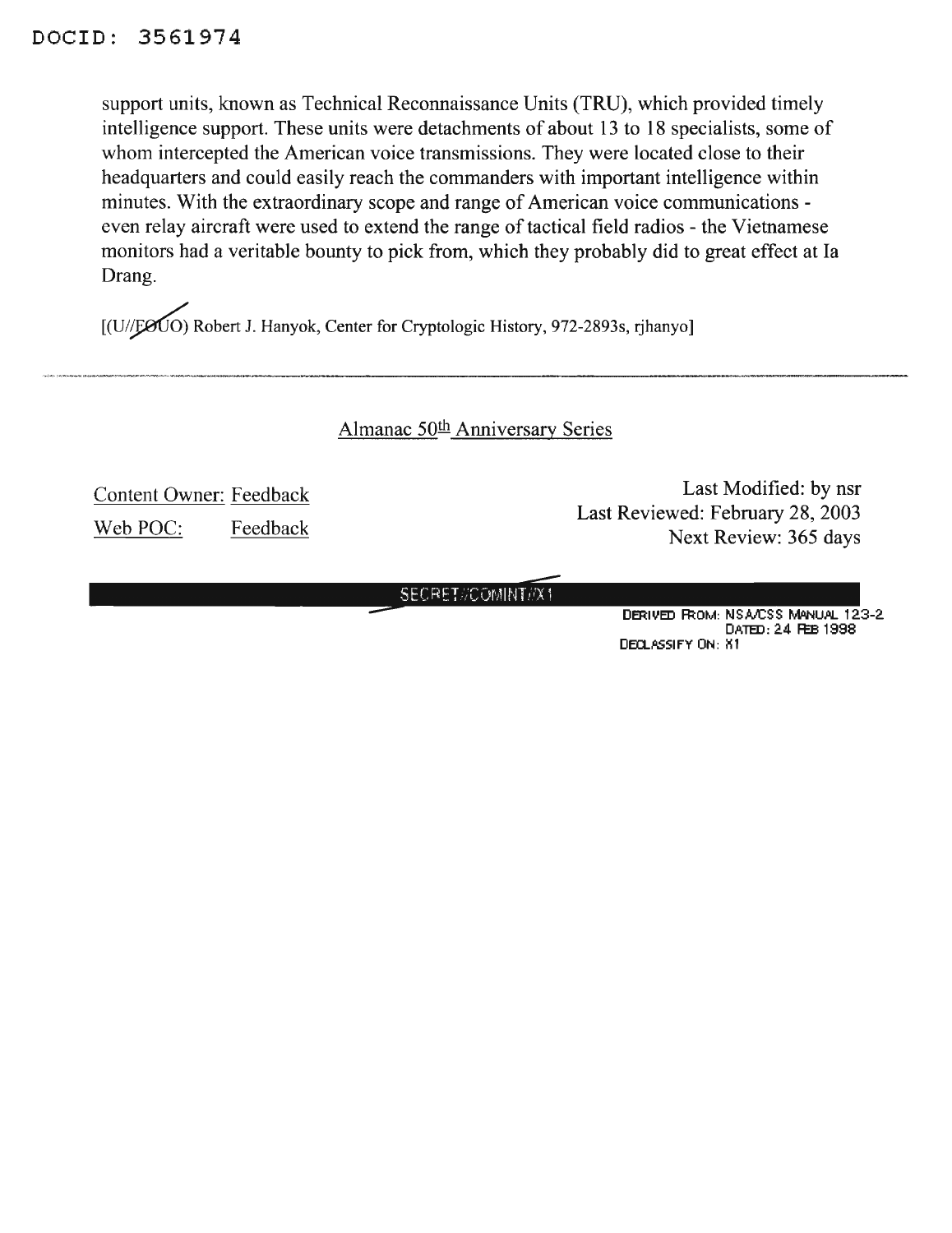support units, known as Technical Reconnaissance Units (TRU), which provided timely intelligence support. These units were detachments of about 13 to 18 specialists, some of whom intercepted the American voice transmissions. They were located close to their headquarters and could easily reach the commanders with important intelligence within minutes. With the extraordinary scope and range of American voice communications - even relay aircraft were used to extend the range of tactical field radios - the Vietnamese monitors had a veritable bounty to pick from, which they probably did to great effect at Ia Drang.

[(U//FOUO) Robert J. Hanyok, Center for Cryptologic History, 972-2893s, rjhanyo]

---

Almanac 50th Anniversary Series

Content Owner: Feedback

Web POC: Feedback

Last Modified: by nsr

Last Reviewed: February 28, 2003

Next Review: 365 days

SECRET//COMINT//X1

DERIVED FROM: NSA/CSS MANUAL 123-2
DATED: 24 FEB 1998
DECLASSIFY ON: X1